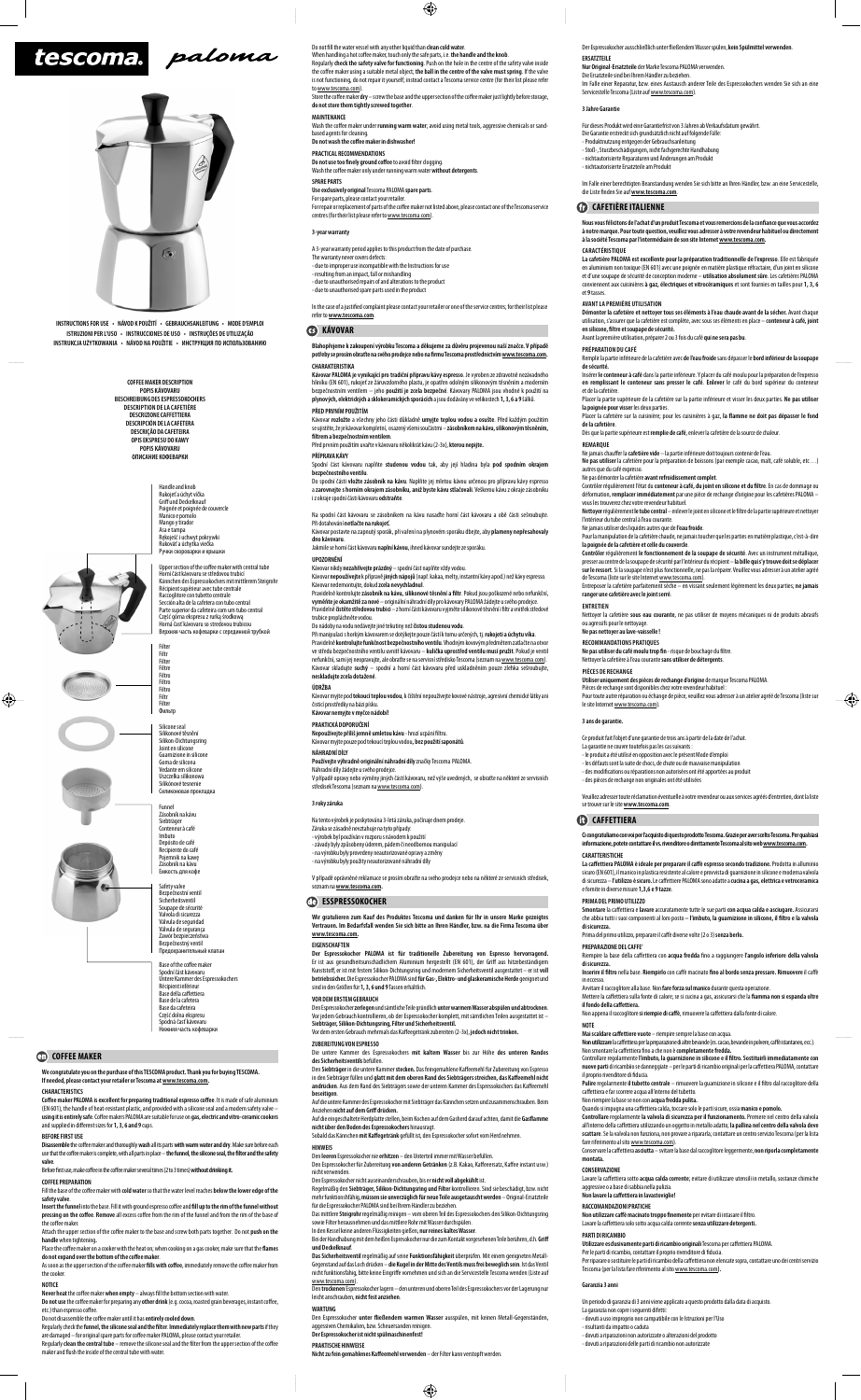# tescoma. paloma

INSTRUCTIONS FOR USE • NÁVOD K POUŽITÍ • GEBRAUCHSANLEITUNG • MODE D'EMPLOI
ISTRUZIONI PER L'USO • INSTRUCCIONES DE USO • INSTRUÇÕES DE UTILIZAÇÃO
INSTRUKCJA UŻYTKOWANIA • NÁVOD NA POUŽITIE • ИНСТРУКЦИЯ ПО ИСПОЛЬЗОВАНИЮ

COFFEE MAKER DESCRIPTION
POPIS KÁVOVARU
BESCHREIBUNG DES ESPRESSOKOCHERS
DESCRIPTION DE LA CAFETIÈRE
DESCRIZIONE CAFFETTIERA
DESCRIPCIÓN DE LA CAFETERA
DESCRIÇÃO DA CAFETEIRA
OPIS EKSPRESU DO KAWY
POPIS KÁVOVARU
ОПИСАНИЕ КОФЕВАРКИ

Handle and knob
Rukojeť a úchyt víčka
Griff und Deckelknauf
Poignée et poignée de couvercle
Manico e pomolo
Mango y tirador
Asa e tampa
Rękojeść i uchwyt pokrywki
Rukoväť a úchytka viečka
Ручки скороварки и крышки

Upper section of the coffee maker with central tube
Horní část kávovaru se středovou trubicí
Kännchen des Espressokochers mit mittlerem Steigrohr
Récipient supérieur avec tube central
Raccoglitore con tubetto centrale
Sección alta de la cafetera con tubo central
Parte superior da cafeteira com um tubo central
Część górna ekspresu z rurką środkową
Horná časť kávovaru so stredovou trubicou
Верхняя часть кофеварки с серединной трубкой

Filter
Filtr
Filter
Filtre
Filtro
Filtro
Filtro
Filtr
Filter
Фильтр

Silicone seal
Silikonové těsnění
Silikon-Dichtungsring
Joint en silicone
Guarnizione in silicone
Goma de silicona
Vedante em silicone
Uszczelka silikonowa
Silikónové tesnenie
Силиконовая прокладка

Funnel
Zásobník na kávu
Siebträger
Conteneur à café
Imbuto
Depósito de café
Recipiente do café
Pojemnik na kawę
Zásobník na kávu
Емкость для кофе

Safety valve
Bezpečnostní ventil
Sicherheitsventil
Soupape de sécurité
Valvola di sicurezza
Válvula de seguridad
Válvula de segurança
Zawór bezpieczeństwa
Bezpečnostný ventil
Предохранительный клапан

Base of the coffee maker
Spodní část kávovaru
Untere Kammer des Espressokochers
Récipient inférieur
Base della caffettiera
Base de la cafetera
Base da cafeteira
Część dolna ekspresu
Spodná časť kávovaru
Нижняя часть кофеварки

## en COFFEE MAKER

**We congratulate you on the purchase of this TESCOMA product. Thank you for buying TESCOMA. If needed, please contact your retailer or Tescoma at www.tescoma.com.**

### CHARACTERISTICS

**Coffee maker PALOMA is excellent for preparing traditional espresso coffee.** It is made of safe aluminium (EN 601), the handle of heat-resistant plastic, and provided with a silicone seal and a modern safety valve – **using it is entirely safe**. Coffee makers PALOMA are suitable for use on **gas, electric and vitro-ceramic cookers** and supplied in different sizes for **1, 3, 6 and 9** cups.

### BEFORE FIRST USE

**Disassemble** the coffee maker and thoroughly **wash** all its parts **with warm water and dry**. Make sure before each use that the coffee maker is complete, with all parts in place – **the funnel, the silicone seal, the filter and the safety valve.**

Before first use, make coffee in the coffee maker several times (2 to 3 times) **without drinking it.**

### COFFEE PREPARATION

Fill the base of the coffee maker with **cold water** so that the water level reaches **below the lower edge of the safety valve**.

**Insert the funnel** into the base. Fill it with ground espresso coffee and **fill up to the rim of the funnel without pressing on the coffee**. **Remove** all excess coffee from the rim of the funnel and from the rim of the base of the coffee maker.

Attach the upper section of the coffee maker to the base and screw both parts together. Do **not push on the handle** when tightening.

Place the coffee maker on a cooker with the heat on; when cooking on a gas cooker, make sure that the **flames do not expand over the bottom of the coffee maker**.

As soon as the upper section of the coffee maker **fills with coffee**, immediately remove the coffee maker from the cooker.

### NOTICE

**Never heat** the coffee maker **when empty** – always fill the bottom section with water.

**Do not use** the coffee maker for preparing **any other drink** (e.g. cocoa, roasted grain beverages, instant coffee, etc.) than espresso coffee.

Do not disassemble the coffee maker until it has **entirely cooled down**.

Regularly check the **funnel, the silicone seal and the filter. Immediately replace them with new parts** if they are damaged – for original spare parts for coffee maker PALOMA, please contact your retailer.

Regularly **clean the central tube** – remove the silicone seal and the filter from the upper section of the coffee maker and flush the inside of the central tube with water.

Do not fill the water vessel with any other liquid than **clean cold water**.

When handling a hot coffee maker, touch only the safe parts, i.e. **the handle and the knob**.

Regularly **check the safety valve for functioning**. Push on the hole in the centre of the safety valve inside the coffee maker using a suitable metal object, **the ball in the centre of the valve must spring**. If the valve is not functioning, do not repair it yourself, instead contact a Tescoma service centre (for their list please refer to www.tescoma.com).

Store the coffee maker **dry** – screw the base and the upper section of the coffee maker just lightly before storage, **do not store them tightly screwed together**.

### MAINTENANCE

Wash the coffee maker under **running warm water**, avoid using metal tools, aggressive chemicals or sand-based agents for cleaning.

**Do not wash the coffee maker in dishwasher!**

### PRACTICAL RECOMMENDATIONS

**Do not use too finely ground coffee** to avoid filter clogging.

Wash the coffee maker only under running warm water **without detergents**.

### SPARE PARTS

**Use exclusively original** Tescoma PALOMA **spare parts**.

For spare parts, please contact your retailer.

For repair or replacement of parts of the coffee maker not listed above, please contact one of the Tescoma service centres (for their list please refer to www.tescoma.com).

### 3-year warranty

A 3-year warranty period applies to this product from the date of purchase.

The warranty never covers defects:
- due to improper use incompatible with the instructions for use
- resulting from an impact, fall or mishandling
- due to unauthorised repairs of and alterations to the product
- due to unauthorised spare parts used in the product

In the case of a justified complaint please contact your retailer or one of the service centres; for their list please refer to **www.tescoma.com**.

## cs KÁVOVAR

**Blahopřejeme k zakoupení výrobku Tescoma a děkujeme za důvěru projevenou naší značce. V případě potřeby se prosím obraťte na svého prodejce nebo na firmu Tescoma prostřednictvím www.tescoma.com.**

### CHARAKTERISTIKA

**Kávovar PALOMA je vynikající pro tradiční přípravu kávy espresso**. Je vyroben ze zdravotně nezávadného hliníku (EN 601), rukojeť ze žáruvzdorného plastu, je opatřen odolným silikonovým těsněním a moderním bezpečnostním ventilem – jeho **použití je zcela bezpečné**. Kávovary PALOMA jsou vhodné k použití na **plynových, elektrických a sklokeramických sporácích** a jsou dodávány ve velikostech **1, 3, 6 a 9** šálků.

### PŘED PRVNÍM POUŽITÍM

Kávovar **rozložte** a všechny jeho části důkladně **umyjte teplou vodou a osušte**. Před každým použitím se ujistěte, že je kávovar kompletní, osazený všemi součástmi – **zásobníkem na kávu, silikonovým těsněním, filtrem a bezpečnostním ventilem.**

Před prvním použitím uvařte v kávovaru několikrát kávu (2-3x), **kterou nepijte.**

### PŘÍPRAVA KÁVY

Spodní část kávovaru naplňte **studenou vodou** tak, aby její hladina byla **pod spodním okrajem bezpečnostního ventilu**.

Do spodní části **vložte zásobník na kávu**. Naplňte jej mletou kávou určenou pro přípravu kávy espresso a **zarovnejte s horním okrajem zásobníku, aniž byste kávu stlačovali**. Veškerou kávu z okraje zásobníku i z okraje spodní části kávovaru **odstraňte**.

Na spodní část kávovaru se zásobníkem na kávu nasaďte horní část kávovaru a obě části sešroubujte. Při dotahování **netlačte na rukojeť**.

Kávovar postavte na zapnutý sporák, při vaření na plynovém sporáku dbejte, aby **plameny nepřesahovaly dno kávovaru**.

Jakmile se horní část kávovaru **naplní kávou**, ihned kávovar sundejte ze sporáku.

### UPOZORNĚNÍ

Kávovar nikdy **nezahřívejte prázdný** – spodní část naplňte vždy vodou.

Kávovar **nepoužívejte k přípravě jiných nápojů** (např. kakao, melta, instantní káva apod.) než kávy espresso.

Kávovar nerozebírejte, dokud **zcela nevychladnul**.

Pravidelně kontrolujte **zásobník na kávu, silikonové těsnění a filtr**. Pokud jsou poškozené nebo nefunkční, **vyměňte je okamžitě za nové** – originální náhradní díly pro kávovary PALOMA žádejte u svého prodejce.

Pravidelně **čistěte středovou trubici** – z horní části kávovaru vyjměte silikonové těsnění i filtr a vnitřek středové trubice propláchněte vodou.

Do nádoby na vodu nedávejte jiné tekutiny než **čistou studenou vodu**.

Při manipulaci s horkým kávovarem se dotýkejte pouze částí k tomu určených, tj. **rukojeti a úchytu víka**.

Pravidelně **kontrolujte funkčnost bezpečnostního ventilu**. Vhodným kovovým předmětem zatlačte na otvor ve středu bezpečnostního ventilu uvnitř kávovaru – **kulička uprostřed ventilu musí pružit**. Pokud je ventil nefunkční, sami jej neopravujte, ale obraťte se na servisní středisko Tescoma (seznam na www.tescoma.com).

Kávovar skladujte **suchý** – spodní a horní část kávovaru před uskladněním pouze zlehka sešroubujte, **neskladujte zcela dotažené**.

### ÚDRŽBA

Kávovar myjte pod **tekoucí teplou vodou**, k čištění nepoužívejte kovové nástroje, agresivní chemické látky ani čisticí prostředky na bázi písku.

**Kávovar nemyjte v myčce nádobí!**

### PRAKTICKÁ DOPORUČENÍ

**Nepoužívejte příliš jemně umletou kávu** – hrozí ucpání filtru.

Kávovar myjte pouze pod tekoucí teplou vodou, **bez použití saponátů**.

### NÁHRADNÍ DÍLY

**Používejte výhradně originální náhradní díly** značky Tescoma PALOMA.

Náhradní díly žádejte u svého prodejce.

V případě opravy nebo výměny jiných částí kávovaru, než výše uvedených, se obraťte na některé ze servisních středisek Tescoma (seznam na www.tescoma.com).

### 3 roky záruka

Na tento výrobek je poskytována 3-letá záruka, počínaje dnem prodeje.

Záruka se zásadně nevztahuje na tyto případy:
- výrobek byl používán v rozporu s návodem k použití
- závady byly způsobeny úderem, pádem či nevhodnou manipulací
- na výrobku byly provedeny neautorizované opravy a změny
- na výrobku byly použity neautorizované náhradní díly

V případě oprávněné reklamace se prosím obraťte na svého prodejce nebo na některé ze servisních středisek, seznam na **www.tescoma.com**.

## de ESPRESSOKOCHER

**Wir gratulieren zum Kauf des Produktes Tescoma und danken für Ihr in unsere Marke gezeigtes Vertrauen. Im Bedarfsfall wenden Sie sich bitte an Ihren Händler, bzw. na die Firma Tescoma über www.tescoma.com.**

### EIGENSCHAFTEN

**Der Espressokocher PALOMA ist für traditionelle Zubereitung von Espresso hervorragend.** Er ist aus gesundheitsunschädlichem Aluminium hergestellt (EN 601), der Griff aus hitzebeständigem Kunststoff, er ist mit festem Silikon-Dichtungsring und modernem Sicherheitsventil ausgestattet – er ist **voll betriebssicher.** Die Espressokocher PALOMA sind **für Gas-, Elektro- und Glaskeramische Herde** geeignet und sind in den Größen für **1, 3, 6 und 9** Tassen erhältlich.

### VOR DEM ERSTEN GEBRAUCH

Den Espressokocher **zerlegen** und sämtliche Teile gründlich **unter warmem Wasser abspülen und abtrocknen**. Vor jedem Gebrauch kontrollieren, ob der Espressokocher komplett, mit sämtlichen Teilen ausgestattet ist – **Siebträger, Silikon-Dichtungsring, Filter und Sicherheitsventil.**

Vor dem ersten Gebrauch mehrmals das Kaffeegetränk zubereiten (2-3x), **jedoch nicht trinken.**

### ZUBEREITUNG VON ESPRESSO

Die untere Kammer des Espressokochers **mit kaltem Wasser** bis zur Höhe **des unteren Randes des Sicherheitsventils** befüllen.

Den **Siebträger** in die untere Kammer **stecken.** Das feingemahlene Kaffeemehl für Zubereitung von Espresso in den Siebträger einfüllen und **glatt mit dem oberen Rand des Siebträgers streichen, das Kaffeemehl nicht andrücken**. Aus dem Rand des Siebträgers sowie der unteren Kammer des Espressokochers das Kaffeemehl **beseitigen**.

Auf die untere Kammer des Espressokocher mit Siebträger das Kännchen setzen und zusammenschrauben. Beim Anziehen **nicht auf dem Griff drücken**.

Auf die eingeschaltete Herdplatte stellen, beim Kochen auf dem Gasherd darauf achten, damit **die Gasflamme nicht über den Boden des Espressokochers** hinausragt.

Sobald das Kännchen **mit Kaffeegetränk** gefüllt ist, den Espressokocher sofort vom Herd nehmen.

### HINWEIS

Den **leeren** Espressokocher **nie erhitzen** – den Unterteil immer mit Wasser befüllen.

Den Espressokocher für Zubereitung **von anderen Getränken** (z.B. Kakao, Kaffeeersatz, Kaffee instant usw.) nicht verwenden.

Den Espressokocher nicht auseinanderschrauben, bis er **nicht voll abgekühlt** ist.

Regelmäßig den **Siebträger, Silikon-Dichtungsring und Filter** kontrollieren. Sind sie beschädigt, bzw. nicht mehr funktionsfähig, **müssen sie unverzüglich für neue Teile ausgetauscht werden** – Original-Ersatzteile für die Espressokocher PALOMA sind bei Ihrem Händler zu beziehen.

Das mittlere **Steigrohr** regelmäßig reinigen – vom oberen Teil des Espressokochers den Silikon-Dichtungsring sowie Filter herausnehmen und das mittlere Rohr mit Wasser durchspülen.

In den Kessel keine anderen Flüssigkeiten gießen, **nur reines kaltes Wasser**.

Bei der Handhabung mit dem heißen Espressokocher nur den Kontakt vorgesehenen Teile berühren, d.h. **Griff und Deckelknauf**.

**Das Sicherheitsventil** regelmäßig auf seine **Funktionsfähigkeit** überprüfen. Mit einem geeigneten Metall-Gegenstand auf das Loch drücken – **die Kugel in der Mitte des Ventils muss frei beweglich sein**. Ist das Ventil nicht funktionsfähig, bitte keine Eingriffe vornehmen und sich an die Servicestelle Tescoma wenden (Liste auf www.tescoma.com).

Den **trockenen** Espressokocher lagern – den unteren und oberen Teil des Espressokochers vor der Lagerung nur leicht anschrauben, **nicht fest anziehen**.

### WARTUNG

Den Espressokocher **unter fließendem warmen Wasser** ausspülen, mit keinen Metall-Gegenständen, aggressiven Chemikalien, bzw. Scheuersanden reinigen.

**Der Espressokocher ist nicht spülmaschinenfest!**

### PRAKTISCHE HINWEISE

**Nicht zu fein gemahlenes Kaffeemehl verwenden** – der Filter kann verstopft werden.

Der Espressokocher ausschließlich unter fließendem Wasser spülen, **kein Spülmittel verwenden**.

### ERSATZTEILE

**Nur Original-Ersatzteile** der Marke Tescoma PALOMA verwenden.

Die Ersatzteile sind bei Ihrem Händler zu beziehen.

Im Falle einer Reparatur, bzw. eines Austausch anderer Teile des Espressokochers wenden Sie sich an eine Servicestelle Tescoma (Liste auf www.tescoma.com).

### 3 Jahre Garantie

Für dieses Produkt wird eine Garantiefrist von 3 Jahren ab Verkaufsdatum gewährt.

Die Garantie erstreckt sich grundsätzlich nicht auf folgende Fälle:
- Produktnutzung entgegen der Gebrauchsanleitung
- Stoß-, Sturzbeschädigungen, nicht fachgerechte Handhabung
- nichtautorisierte Reparaturen und Änderungen am Produkt
- nichtautorisierte Ersatzteile am Produkt

Im Falle einer berechtigten Beanstandung wenden Sie sich bitte an Ihren Händler, bzw. an eine Servicestelle, die Liste finden Sie auf **www.tescoma.com**.

## fr CAFETIÈRE ITALIENNE

**Nous vous félicitons de l'achat d'un produit Tescoma et vous remercions de la confiance que vous accordez à notre marque. Pour toute question, veuillez vous adresser à votre revendeur habituel ou directement à la société Tescoma par l'intermédiaire de son site Internet www.tescoma.com.**

### CARACTÉRISTIQUE

**La cafetière PALOMA est excellente pour la préparation traditionnelle de l'expresso**. Elle est fabriquée en aluminium non toxique (EN 601) avec une poignée en matière plastique résistant au feu, d'un joint en silicone et d'une soupape de sécurité de conception moderne – **utilisation absolument sûre**. Les cafetières PALOMA conviennent aux cuisinières **à gaz, électriques et vitrocéramiques** et sont fournies en tailles pour **1, 3, 6 et 9** tasses.

### AVANT LA PREMIÈRE UTILISATION

**Démonter la cafetière et nettoyer tous ses éléments à l'eau chaude avant de la sécher.** Avant chaque utilisation, s'assurer que la cafetière est complète, avec tous ses éléments en place – **conteneur à café, joint en silicone, filtre et soupape de sécurité.**

Avant la première utilisation, préparer 2 ou 3 fois du café **qui ne sera pas bu**.

### PRÉPARATION DU CAFÉ

Remplir la partie inférieure de la cafetière avec **de l'eau froide** sans dépasser le **bord inférieur de la soupape de sécurité**.

Insérer le **conteneur à café** dans la partie inférieure. Y placer du café moulu pour la préparation de l'expresso **en remplissant le conteneur sans presser le café**. **Enlever** le café du bord supérieur du conteneur et de la cafetière.

Placer la partie supérieure de la cafetière sur la partie inférieure et visser les deux parties. **Ne pas utiliser la poignée pour visser** les deux parties.

Placer la cafetière sur la cuisinière; pour les cuisinières à gaz, **la flamme ne doit pas dépasser le fond de la cafetière**.

Dès que la partie supérieure est **remplie de café**, enlever la cafetière de la source de chaleur.

### REMARQUE

**Ne jamais** chauffer la **cafetière vide** – la partie inférieure doit toujours contenir de l'eau.

**Ne pas utiliser** la cafetière pour la préparation de boissons (par exemple cacao, malt, café soluble, etc. . .) autres que du café expresso.

Ne pas démonter la cafetière **avant refroidissement complet**.

Contrôler régulièrement l'état du **conteneur à café, du joint en silicone et du filtre**. En cas de dommage ou déformation, **remplacer immédiatement** par une pièce de rechange d'origine pour les cafetières PALOMA – vous les trouverez chez votre revendeur habituel.

**Nettoyer** régulièrement **le tube central** – enlever le joint en silicone et le filtre de la partie supérieure et nettoyer l'intérieur du tube central à l'eau courante.

Ne jamais utiliser des liquides autres que **de l'eau froide**.

Pour la manipulation de la cafetière chaude, ne jamais toucher que les parties en matière plastique, c'est-à-dire **la poignée de la cafetière et celle du couvercle**.

**Contrôler** régulièrement **le fonctionnement de la soupape de sécurité**. Avec un instrument métallique, presser au centre de la soupape de sécurité par l'intérieur du récipient – **la bille qui s'y trouve doit se déplacer sur le ressort**. Si la soupape n'est plus fonctionnelle, ne pas la réparer. Veuillez vous adresser à un atelier agréé de Tescoma (liste sur le site Internet www.tescoma.com).

Entreposer la cafetière parfaitement séchée – en vissant seulement légèrement les deux parties; **ne jamais ranger une cafetière avec le joint serré**.

### ENTRETIEN

Nettoyer la cafetière **sous eau courante**, ne pas utiliser de moyens mécaniques ni de produits abrasifs ou agressifs pour le nettoyage.

**Ne pas nettoyer au lave-vaisselle !**

### RECOMMANDATIONS PRATIQUES

**Ne pas utiliser du café moulu trop fin** – risque de bouchage du filtre.

Nettoyer la cafetière à l'eau courante **sans utiliser de détergents**.

### PIÈCES DE RECHANGE

**Utiliser uniquement des pièces de rechange d'origine** de marque Tescoma PALOMA.

Pièces de rechange sont disponibles chez votre revendeur habituel.

Pour toute autre réparation ou échange de pièce, veuillez vous adresser à un atelier agréé de Tescoma (liste sur le site Internet www.tescoma.com).

### 3 ans de garantie.

Ce produit fait l'objet d'une garantie de trois ans à partir de la date de l'achat.

La garantie ne couvre toutefois pas les cas suivants :
- le produit a été utilisé en opposition avec le présent Mode d'emploi
- les défauts sont la suite de chocs, de chute ou de mauvaise manipulation
- des modifications ou réparations non autorisées ont été apportées au produit
- des pièces de rechange non originales ont été utilisées

Veuillez adresser toute réclamation éventuelle à votre revendeur ou aux services agréés d'entretien, dont la liste se trouve sur le site **www.tescoma.com**.

## it CAFFETTIERA

**Ci congratuliamo con voi per l'acquisto di questo prodotto Tescoma. Grazie per aver scelto Tescoma. Per qualsiasi informazione, potete contattare il vs. rivenditore o direttamente Tescoma al sito web www.tescoma.com.**

### CARATTERISTICHE

**La caffettiera PALOMA è ideale per preparare il caffè espresso secondo tradizione.** Prodotta in alluminio sicuro (EN 601), il manico in plastica resistente al calore e provvista di guarnizione in silicone e moderna valvola di sicurezza – **l'utilizzo è sicuro**. Le caffettiere PALOMA sono adatte a **cucina a gas, elettrica e vetroceramica** e fornite in diverse misure **1, 3, 6 e 9 tazze**.

### PRIMA DEL PRIMO UTILIZZO

**Smontare** la caffettiera e **lavare** accuratamente tutte le sue parti **con acqua calda e asciugare**. Assicurarsi che abbia tutti i suoi componenti al loro posto – **l'imbuto, la guarnizione in silicone, il filtro e la valvola di sicurezza.**

Prima del primo utilizzo, preparare il caffè diverse volte (2 o 3) **senza berlo.**

### PREPARAZIONE DEL CAFFE'

Riempire la base della caffettiera con **acqua fredda** fino a raggiungere **l'angolo inferiore della valvola di sicurezza.**

**Inserire il filtro** nella base. **Riempirlo** con caffè macinato **fino al bordo senza pressare. Rimuovere** il caffè in eccesso.

Avvitare il raccoglitore alla base. Non **fare forza sul manico** durante questa operazione.

Mettere la caffettiera sulla fonte di calore; se si cucina a gas, assicurarsi che la **fiamma non si espanda oltre il fondo della caffettiera.**

Non appena il raccoglitore **si riempie di caffè**, rimuovere la caffettiera dalla fonte di calore.

### NOTE

**Mai scaldare caffettiere vuote** – riempire sempre la base con acqua.

**Non utilizzare** la caffettiera per la preparazione di **altre** bevande (es. cacao, bevande in polvere, caffè istantaneo, ecc.).

Non smontare la caffettiera fino a che non è **completamente fredda.**

Controllare regolarmente **l'imbuto, la guarnizione in silicone e il filtro. Sostituirli immediatamente con nuove parti** di ricambio se danneggiate – per le parti di ricambio originali per la caffettiera PALOMA, contattare il proprio rivenditore di fiducia.

**Pulire** regolarmente **il tubetto centrale** – rimuovere la guarnizione in silicone e il filtro dal raccoglitore della caffettiera e far scorrere acqua all'interno del tubetto.

Non riempire la base se non con **acqua fredda pulita.**

Quando si impugna una caffettiera calda, toccare solo le parti sicure, ossia **manico e pomolo.**

**Controllare** regolarmente **la valvola di sicurezza per il funzionamento**. Premere nel centro della valvola all'interno della caffettiera utilizzando un oggetto in metallo adatto, **la pallina nel centro della valvola deve scattare**. Se la valvola non funziona, non provare a ripararla; contattare un centro servizi Tescoma (per la lista fare riferimento al sito www.tescoma.com).

Conservare la caffettiera **asciutta** – svitare la base dal raccoglitore leggermente, **non riporla completamente montata.**

### CONSERVAZIONE

Lavare la caffettiera sotto **acqua calda corrente**, evitare di utilizzare utensili in metallo, sostanze chimiche aggressive o a base di sabbia nella pulizia.

**Non lavare la caffettiera in lavastoviglie!**

### RACCOMANDAZIONI PRATICHE

**Non utilizzare caffè macinato troppo finemente** per evitare di intasare il filtro.

Lavare la caffettiera solo sotto acqua calda corrente **senza utilizzare detergenti.**

### PARTI DI RICAMBIO

**Utilizzare esclusivamente parti di ricambio originali** Tescoma per la caffettiera PALOMA.

Per le parti di ricambio, contattare il proprio rivenditore di fiducia.

Per riparare o sostituire le parti di ricambio della caffettiera non elencate sopra, contattare uno dei centri servizio Tescoma (per la lista fare riferimento al sito www.tescoma.com).

### Garanzia 3 anni

Un periodo di garanzia di 3 anni viene applicato a questo prodotto dalla data di acquisto.

La garanzia non copre i seguenti difetti:
- dovuti a uso improprio non compatibile con le istruzioni per l'Uso
- risultanti da impatto o caduta
- dovuti a riparazioni non autorizzate o alterazioni del prodotto
- dovuti a riparazioni delle parti di ricambio non autorizzate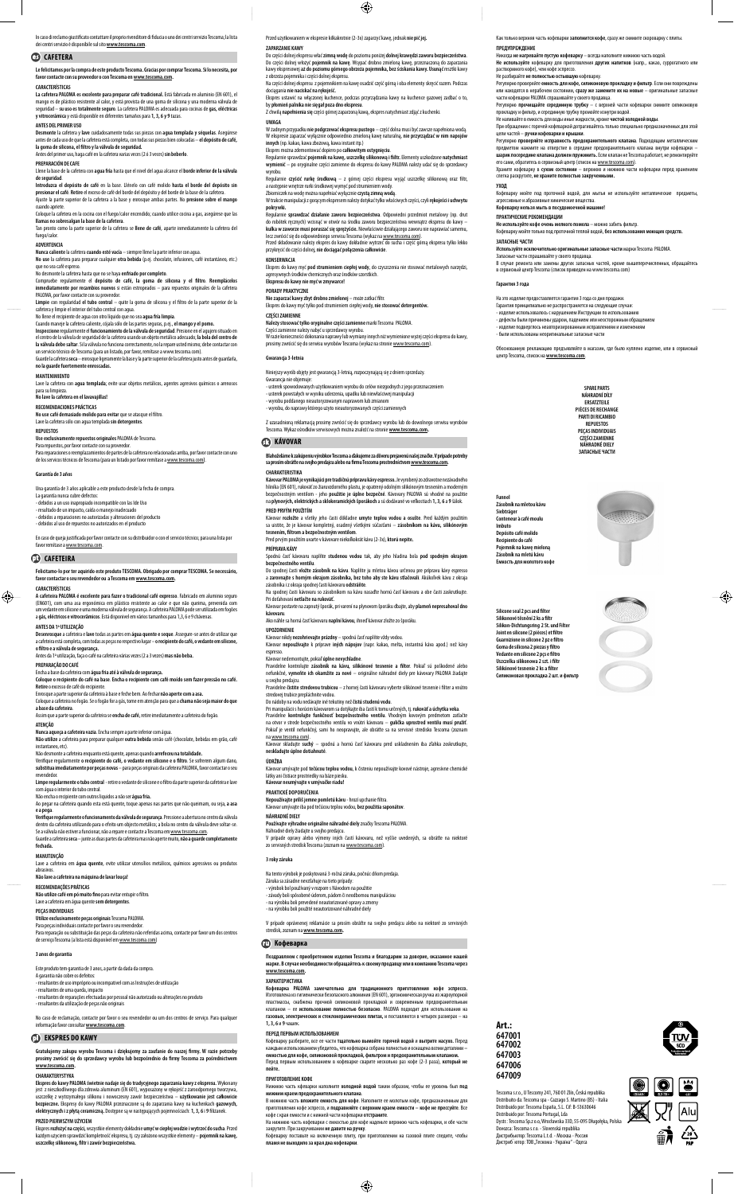In caso di reclamo giustificato contattare il proprio rivenditore di fiducia o uno dei centri servizio Tescoma, la lista dei centri servizio è disponibile sul sito **www.tescoma.com**.

## ES CAFETERA

**Le felicitamos por la compra de este producto Tescoma. Gracias por comprar Tescoma. Si lo necesita, por favor contacte con su proveedor o con Tescoma en www.tescoma.com.**

**CARACTERÍSTICAS**

**La cafetera PALOMA es excelente para preparar café tradicional.** Está fabricada en aluminio (EN 601), el mango es de plástico resistente al calor, está provista de una goma de silicona y una moderna válvula de seguridad – **su uso es totalmente seguro**. La cafetera PALOMA es adecuada para cocinas de **gas, eléctricas y vitrocerámica** y está disponible en diferentes tamaños para **1, 3, 6 y 9** tazas.

**ANTES DEL PRIMER USO**

**Desmonte** la cafetera y **lave** cuidadosamente todas sus piezas con **agua templada y séquelas**. Asegúrese antes de cada uso de que la cafetera está completa, con todas sus piezas bien colocadas – **el depósito de café, la goma de silicona, el filtro y la válvula de seguridad.**

Antes del primer uso, haga café en la cafetera varias veces (2 ó 3 veces) **sin beberlo**.

**PREPARACIÓN DE CAFÉ**

Llene la base de la cafetera con **agua fría** hasta que el nivel del agua alcance el **borde inferior de la válvula de seguridad**.

**Introduzca el depósito de café** en la base. Llénelo con café molido **hasta el borde del depósito sin presionar el café**. **Retire** el exceso de café del borde del depósito y del borde de la base de la cafetera.

Ajuste la parte superior de la cafetera a la base y enrosque ambas partes. **No presione sobre el mango** cuando apriete.

Coloque la cafetera en la cocina con el fuego/calor encendido, cuando utilice cocina a gas, asegúrese que las **llamas no sobresalgan la base de la cafetera**.

Tan pronto como la parte superior de la cafetera se **llene de café**, aparte inmediatamente la cafetera del fuego/calor.

**ADVERTENCIA**

**Nunca caliente** la cafetera **cuando esté vacía** – siempre llene la parte inferior con agua.

**No use** la cafetera para preparar cualquier **otra bebida** (p.ej. chocolate, infusiones, café instantáneo, etc.) que no sea café espreso.

No desmonte la cafetera hasta que no se haya **enfriado por completo**.

Compruebe regularmente el **depósito de café, la goma de silicona y el filtro**. **Reemplácelos inmediatamente por recambios nuevos** si están estropeados – para repuestos originales de la cafetera PALOMA, por favor contacte con su proveedor.

**Limpie** con regularidad **el tubo central** – quite la goma de silicona y el filtro de la parte superior de la cafetera y limpie el interior del tubo central con agua.

No llene el recipiente de agua con otro líquido que no sea **agua fría limpia**.

Cuando maneje la cafetera caliente, cójala sólo de las partes seguras, p.ej., **el mango y el pomo.**

**Inspeccione** regularmente **el funcionamiento de la válvula de seguridad**. Presione en el agujero situado en el centro de la válvula de seguridad de la cafetera usando un objeto metálico adecuado; **la bola del centro de la válvula debe saltar**. Si la válvula no funciona correctamente, no la repare usted mismo; debe contactar con un servicio técnico de Tescoma (para un listado, por favor, remítase a www.tescoma.com).

Guarde la cafetera **seca** – enrosque ligeramente la base y la parte superior de la cafetera justo antes de guardarla, **no la guarde fuertemente enroscadas.**

**MANTENIMIENTO**

Lave la cafetera con **agua templada**; evite usar objetos metálicos, agentes agresivos químicos o arenosos para su limpieza.

**No lave la cafetera en el lavavajillas!**

**RECOMENDACIONES PRÁCTICAS**

**No use café demasiado molido para evitar** que se atasque el filtro.

Lave la cafetera sólo con agua templada **sin detergentes**.

**REPUESTOS**

**Use exclusivamente repuestos originales** PALOMA de Tescoma.

Para repuestos, por favor contacte con su proveedor.

Para reparaciones o reemplazamientos de partes de la cafetera no relacionadas arriba, por favor contacte con uno de los servicios técnicos de Tescoma (para un listado por favor remítase a www.tescoma.com).

**Garantía de 3 años**

Una garantía de 3 años aplicable a este producto desde la fecha de compra.

La garantía nunca cubre defectos:
- debidos a un uso inapropiado incompatible con las Ide Uso
- resultado de un impacto, caída o manejo inadecuado
- debidos a reparaciones no autorizadas y alteraciones del producto
- debidos al uso de repuestos no autorizados en el producto

En caso de queja justificada por favor contacte con su distribuidor o con el servicio técnico, para una lista por favor remítase a www.tescoma.com

## PT CAFETEIRA

**Felicitamo-lo por ter aquirido este produto TESCOMA. Obrigado por comprar TESCOMA. Se necessário, favor contactar o seu revendedor ou a Tescoma em www.tescoma.com.**

**CARACTERÍSTICAS**

**A cafeteira PALOMA é excelente para fazer o tradicional café expresso**. Fabricado em alumínio seguro (EN601), com uma asa ergonómica em plástico resistente ao calor e que não queima, provenida com um vedante em silicone e uma moderna válvula de segurança. **A cafeteira PALOMA pode ser utilizada em fogões a gás, eléctricos e vitrocerâmicos**. Está disponível em vários tamanhos para 1, 3, 6 e 9 chávenas.

**ANTES DA 1ª UTILIZAÇÃO**

**Desenrosque** a cafeteira e **lave** todas as partes em **água quente e seque**. Assegure-se antes de utilizar que a cafeteira está completa, com todas as peças no respectivo lugar – **o recipiente do café, o vedante em silicone, o filtro e a válvula de segurança.**

Antes da 1ª utilização, faça o café na cafeteira várias vezes (2 a 3 vezes) **mas não beba.**

**PREPARAÇÃO DO CAFÉ**

Encha a base da cafeteira com **água fria até à válvula de segurança.**

**Coloque o recipiente do café na base. Encha o recipiente com café moído sem fazer pressão no café. Retire** o excesso de café do recipiente.

Enrosque a parte superior da cafeteira à base e feche bem. Ao fechar **não aperte com a asa.**

Coloque a cafeteira no fogão. Se o fogão for a gás, tome em atenção para que a **chama não seja maior do que a base da cafeteira.**

Assim que a parte superior da cafeteira se **encha de café**, retire imediatamente a cafeteira do fogão.

**ATENÇÃO**

**Nunca aqueça a cafeteira vazia**. Encha sempre a parte inferior com água.

**Não utilize** a cafeteira para preparar qualquer **outra bebida** senão café (chocolate, bebidas em grão, café instantâneo, etc).

Não desmonte a cafeteira enquanto está quente, apenas quando **arrefeceu na totalidade.**

Verifique regularmente **o recipiente do café, o vedante em silicone e o filtro**. Se sofrerem algum dano, **substitua imediatamente por peças novas** – para peças originais da cafeteira PALOMA, favor contactar o seu revendedor.

**Limpe regularmente o tubo central** - retire o vedante de silicone e o filtro da parte superior da cafeteira e lave com água o interior do tubo central.

Não encha o recipiente com outros líquidos a não ser **água fria.**

Ao pegar na cafeteira quando esta está quente, toque apenas nas partes que não queimam, ou seja, **a asa e a pega.**

**Verifique regularmente o funcionamento da válvula de segurança**. Pressione a abertura no centro da válvula dentro da cafeteira utilizando para o efeito um objecto metálico; a bola no centro da válvula deve soltar-se. Se a válvula não estiver a funcionar, não a repare e contacte a Tescoma em www.tescoma.com.

Guarde a cafeteira **seca** – junte as duas partes da cafeteira mas não aperte muito, **não a guarde completamente fechada.**

**MANUTENÇÃO**

Lave a cafeteira em **água quente**, evite utilizar utensílios metálicos, químicos agressivos ou produtos abrasivos.

**Não lave a cafeteira na máquina de lavar louça!**

**RECOMENDAÇÕES PRÁTICAS**

**Não utilize café em pó muito fino** para evitar entupir o filtro.

Lave a cafeteira em água quente **sem detergentes**.

**PEÇAS INDIVIDUAIS**

**Utilize exclusivamente peças originais** Tescoma PALOMA.

Para peças individuais contactar por favor o seu revendedor.

Para reparação ou substituição das peças da cafeteira não referidas acima, contacte por favor um dos centros de serviço Tescoma (a lista está disponível em www.tescoma.com)

**3 anos de garantia**

Este produto tem garantia de 3 anos, a partir da data da compra.

A garantia não cobre os defeitos:
- resultantes de uso impróprio ou incompatível com as Instruções de utilização
- resultantes de uma queda, impacto
- resultantes de reparações efectuadas por pessoal não autorizado ou alterações no produto
- resultantes da utilização de peças não originais

No caso de reclamação, contacte por favor o seu revendedor ou um dos centros do serviço. Para qualquer informação favor consultar **www.tescoma.com**.

## PL EKSPRES DO KAWY

**Gratulujemy zakupu wyrobu Tescoma i dziękujemy za zaufanie do naszej firmy. W razie potrzeby prosimy zwrócić się do sprzedawcy wyrobu lub bezpośrednio do firmy Tescoma za pośrednictwem www.tescoma.com.**

**CHARAKTERYSTYKA**

**Ekspres do kawy PALOMA świetnie nadaje się do tradycyjnego zaparzania kawy z ekspresu.** Wykonany jest z nieszkodliwego dla zdrowia aluminium (EN 601), wyposażony w rękojeść z zanoodpornego tworzywa, uszczelkę z wytrzymałego silikonu i nowoczesny zawór bezpieczeństwa – **użytkowanie jest całkowicie bezpieczne.** Ekspresy do kawy PALOMA przeznaczone są do zaparzania kawy na kuchenkach **gazowych, elektrycznych** i **z płytą ceramiczną.** Dostępne są w następujących pojemnościach: **1, 3, 6 i 9** filiżanek.

**PRZED PIERWSZYM UŻYCIEM**

Ekspres **rozkręć** na części, wszystkie elementy dokładnie **umyć w ciepłej wodzie i wytrzeć do sucha**. Przed każdym użyciem sprawdzić kompletność ekspresu, tj. czy założono wszystkie elementy – **pojemnik na kawę, uszczelkę silikonową, filtr i zawór bezpieczeństwa.**

Przed użytkowaniem w ekspresie kilkakrotnie (2-3x) zaparzyć kawę, jednak **nie pić jej.**

**ZAPARZANIE KAWY**

Do części dolnej ekspresu wlać **zimną wodę** do poziomu poniżej **dolnej krawędzi zaworu bezpieczeństwa**.

Do części dolnej włożyć **pojemnik na kawę**. Wsypać drobno zmieloną kawę, przeznaczoną do zaparzania kawy ekspresowej **aż do poziomu górnego obrzeża pojemnika, bez ściskania kawy. Usunąć** resztki kawy z obrzeża pojemnika i części dolnej ekspresu.

Na części dolnej ekspresu z pojemnikiem na kawę osadzić część górną i oba elementy skręcić razem. Podczas dociągania **nie naciskać na rękojeść.**

Ekspres ustawić na włączonej kuchence, podczas przyrządzania kawy na kuchence gazowej zadbać o to, by **płomień palnika nie sięgał poza dno ekspresu.**

Z chwilą **napełnienia się** części górnej zaparzoną kawą, ekspres natychmiast zdjąć z kuchenki.

**UWAGA**

W żadnym przypadku **nie podgrzewać ekspresu pustego** – część dolna musi być zawsze napełniona wodą.

W ekspresie zaparzać wyłącznie odpowiednio zmieloną kawę naturalną, **nie przyrządzać w nim napojów innych** (np. kakao, kawa zbożowa, kawa instant itp.)

Ekspres można zdemontować dopiero po **całkowitym ostygnięciu.**

Regularnie sprawdzać **pojemnik na kawę, uszczelkę silikonową i filtr.** Elementy uszkodzone **natychmiast wymienić** – po oryginalne części zamienne do ekspresu do kawy PALOMA należy udać się do sprzedawcy wyrobu.

Regularnie **czyścić rurkę środkową** – z górnej części ekspresu wyjąć uszczelkę silikonową oraz filtr, a następnie wnętrze rurki środkowej wymyć pod strumieniem wody.

Zbiorniczek na wodę można napełniać wyłącznie **czystą zimną wodą.**

W trakcie manipulacji z gorącym ekspresem należy dotykać tylko właściwych części, czyli **rękojeści i uchwytu pokrywki.**

Regularnie **sprawdzać działanie zaworu bezpieczeństwa**. Odpowiedni przedmiot metalowy (np. drut do robótek ręcznych) wcisnąć w otwór na środku zaworu bezpieczeństwa wewnątrz ekspresu do kawy – **kulka w zaworze musi poruszać się sprężyście.** Niewłaściwie działającego zaworu nie naprawiać samemu, lecz zwrócić się do odpowiedniego serwisu Tescoma (wykaz na stronie www.tescoma.com).

Przed składowaniem należy ekspres do kawy dokładnie wytrzeć do sucha i część górną ekspresu tylko lekko przykręcić do części dolnej, **nie dociągać połączenia całkowicie.**

**KONSERWACJA**

Ekspres do kawy myć **pod strumieniem ciepłej wody,** do czyszczenia nie stosować metalowych narzędzi, agresywnych środków chemicznych oraz środków szorstkich.

**Ekspresu do kawy nie myć w zmywarce!**

**PORADY PRAKTYCZNE**

**Nie zaparzać kawy zbyt drobno zmielonej** – może zatkać filtr.

Ekspres do kawy myć tylko pod strumieniem ciepłej wody, **nie stosować detergentów.**

**CZĘŚCI ZAMIENNE**

**Należy stosować tylko oryginalne części zamienne** marki Tescoma PALOMA.

Części zamienne należy nabyć u sprzedawcy wyrobu.

W razie konieczności dokonania naprawy lub wymiany innych niż wymienione wyżej części ekspresu do kawy, prosimy zwrócić się do serwisu wyrobów Tescoma (wykaz na stronie www.tescoma.com).

**Gwarancja 3-letnia**

Niniejszy wyrób objęty jest gwarancją 3-letnią, rozpoczynającą się z dniem sprzedaży.

Gwarancja nie obejmuje:
- usterek spowodowanych użytkowaniem wyrobu do celów niezgodnych z jego przeznaczeniem
- usterek powstałych w wyniku uderzenia, upadku lub niewłaściwej manipulacji
- wyrobu poddanego nieautoryzowanym naprawom lub zmianom
- wyrobu, do naprawy którego użyto nieautoryzowanych części zamiennych

Z uzasadnioną reklamacją prosimy zwrócić się do sprzedawcy wyrobu lub dowolnego serwisu wyrobów Tescoma. Wykaz ośrodków serwisowych można znaleźć na stronie **www.tescoma.com.**

## SK KÁVOVAR

**Blahoželáme k zakúpeniu výrobku Tescoma a ďakujeme za dôveru prejavenú našej značke. V prípade potreby sa prosím obráťte na svojho predajcu alebo na firmu Tescoma prostredníctvom www.tescoma.com.**

**CHARAKTERISTIKA**

**Kávovar PALOMA je vynikajúci pre tradičnú prípravu kávy espresso.** Je vyrobený zo zdravotne nezávadného hliníka (EN 601), rukoväť zo žiaruvzdorného plastu, je opatrený odolným silikónovým tesnením a moderným bezpečnostným ventilom – jeho **použitie je úplne bezpečné**. Kávovary PALOMA sú vhodné na použitie na **plynových, elektrických a sklokeramických** šporákoch a sú dodávané vo veľkostiach **1, 3, 6 a 9** šálok.

**PRED PRVÝM POUŽITÍM**

Kávovar **rozložte** a všetky jeho časti dôkladne **umyte teplou vodou a osušte**. Pred každým použitím sa uistite, že je kávovar kompletný, osadený všetkými súčasťami – **zásobníkom na kávu, silikónovým tesnením, filtrom a bezpečnostným ventilom.**

Pred prvým použitím uvarte v kávovare niekoľkokrát kávu (2-3x), **ktorú nepite.**

**PRÍPRAVA KÁVY**

Spodnú časť kávovaru naplňte **studenou vodou** tak, aby jeho hladina bola **pod spodným okrajom bezpečnostného ventilu.**

Do spodnej časti **vložte zásobník na kávu**. Naplňte ju mletou kávou určenou pre prípravu kávy espresso a **zarovnajte s horným okrajom zásobníka, bez toho aby ste kávu stláčali**. Akékoľvek kávu z okraja zásobníka i z okraja spodnej časti kávovaru **odstráňte.**

Na spodnú časť kávovaru so zásobníkom na kávu nasaďte hornú časť kávovaru a obe časti zaskrutkujte. Pri dotahovaní **netlačte na rukoväť.**

Kávovar postavte na zapnutý šporák, pri varení na plynovom šporáku dbajte, aby **plameň nepresahoval dno kávovaru.**

Ako náhle sa horná časť kávovaru **naplní kávou**, ihneď kávovar zložte zo šporáku.

**UPOZORNENIE**

Kávovar nikdy **nezohrievajte prázdny** – spodnú časť naplňte vždy vodou.

Kávovar **nepoužívajte** k príprave **iných nápojov** (napr. kakao, melta, instantná káva apod.) než kávy espresso.

Kávovar nedemontujte, pokiaľ **úplne nevychladne**.

Pravidelne kontrolujte **zásobník na kávu, silikónové tesnenie a filter.** Pokiaľ sú poškodené alebo nefunkčné, **vymeňte ich okamžite za nové** – originálne náhradné diely pre kávovary PALOMA žiadajte u svojho predajcu.

Pravidelne **čistite stredovou trubicu** – z hornej časti kávovaru vyberte silikónové tesnenie i filter a vnútro stredovej trubice prepláchnite vodou.

Do nádržky na vodu nedávajte iné tekutiny než **čistú studenú vodu.**

Pri manipulácii s horúcim kávovarom sa dotýkajte iba častí k tomu určených, tj. **rukoväť a úchytka veka**.

Pravidelne **kontrolujte funkčnosť bezpečnostného ventilu**. Vhodným kovovým predmetom zatlačte na otvor v strede bezpečnostného ventilu vo vnútri kávovaru – **guľôčka uprostred ventilu musí pružiť**. Pokiaľ je ventil nefunkčný, sami ho neopravujte, ale obráťte sa na servisné strediská Tescoma (zoznam na www.tescoma.com).

Kávovar skladujte **suchý** – spodnú a hornú časť kávovaru pred uskladnením iba zľahka zoskrutkujte, **neskladujte úplne dotiahnuté**.

**ÚDRŽBA**

Kávovar umývajte pod **tečúcou teplou vodou**, k čisteniu nepoužívajte kovové nástroje, agresívne chemické látky ani čistiace prostriedky na báze piesku.

**Kávovar neumývajte v umývačke riadu!**

**PRAKTICKÉ DOPORUČENIA**

**Nepoužívajte príliš jemne pomletú kávu** – hrozí upchanie filtra.

Kávovar umývajte iba pod tečúcou teplou vodou, **bez použitia saponátov**.

**NÁHRADNÉ DIELY**

**Používajte výhradne originálne náhradné diely** značky Tescoma PALOMA.

Náhradné diely žiadajte u svojho predajcu.

V prípade opravy alebo výmeny iných častí kávovaru, než vyššie uvedených, sa obráťte na niektoré zo servisných stredísk Tescoma (zoznam na www.tescoma.com).

**3 roky záruka**

Na tento výrobok je poskytovaná 3-ročná záruka, počnúc dňom predaja.

Záruka sa zásadne nevzťahuje na tieto prípady:
- výrobok bol používaný v rozpore s Návodom na použitie
- závady boli spôsobené úderom, pádom či neodbornou manipuláciou
- na výrobku boli prevedené neautorizované opravy a zmeny
- na výrobku boli použité neautorizované náhradné diely

V prípade oprávnenej reklamácie sa prosím obráťte na svojho predajcu alebo na niektoré zo servisných stredísk, zoznam na **www.tescoma.com.**

## RU Кофеварка

**Поздравляем с приобретением изделия Tescoma и благодарим за доверие, оказанное нашей марке. В случае необходимости обращайтесь к своему продавцу или в компанию Tescoma через www.tescoma.com.**

**ХАРАКТЕРИСТИКА**

**Кофеварка PALOMA замечательна для традиционного приготовления кофе эспрессо.** Изготовлена из гигиенически безопасного алюминия (EN 601), эргономическая ручка из жаропрочной пластмассы, снабжена прочной силиконовой прокладкой и современным предохранительным клапаном – **ее использование полностью безопасно**. PALOMA подходит для использования на **газовых, электрических и стеклокерамических плитах**, и поставляется в четырех размерах – на **1, 3, 6 и 9** чашек.

**ПЕРЕД ПЕРВЫМ ИСПОЛЬЗОВАНИЕМ**

Кофеварку разберите, все ее части **тщательно вымойте горячей водой** и **вытрите насухо**. Перед каждым использованием убедитесь, что кофеварка собрана полностью и оснащена всеми деталями – **емкостью для кофе, силиконовой прокладкой, фильтром и предохранительным клапаном**.

Перед первым использованием в кофеварке сварите несколько раз кофе (2-3 раза), **который не пейте.**

**ПРИГОТОВЛЕНИЕ КОФЕ**

Нижнюю часть кофеварки наполните **холодной водой** таким образом, чтобы ее уровень был **под нижним краем предохранительного клапана**.

В нижнюю часть **вложите емкость для кофе**. Наполните ее молотым кофе, предназначенным для приготовления кофе эспрессо, и **подравняйте с верхним краем емкости – кофе не прессуйте**. Все кофе с края емкости и с нижней части кофеварки **отстраните**.

На нижнюю часть кофеварки с емкостью для кофе наденьте верхнюю часть кофеварки, и обе части закрутите. При закручивании **не давите на ручку**.

Кофеварку поставьте на включенную плиту, при приготовлении на газовой плите следите, чтобы **пламя не выходило за края дна кофеварки**.

Как только верхняя часть кофеварки **заполнится кофе**, сразу же снимите кофеварку с плиты.

**ПРЕДУПРЕЖДЕНИЕ**

Никогда **не нагревайте пустую кофеварку** – всегда наполните нижнюю часть водой.

**Не используйте** кофеварку для приготовления **других напитков** (напр., какао, суррогатного или растворимого кофе), чем кофе эспрессо.

Не разбирайте **не полностью остывшую** кофеварку.

Регулярно проверяйте **емкость для кофе, силиконовую прокладку и фильтр**. Если они повреждены или находятся в нерабочем состоянии, **сразу же замените их на новые** – оригинальные запасные части кофеварки PALOMA спрашивайте у своего продавца.

Регулярно **прочищайте центральную трубку** – с верхней части кофеварки снимите силиконовую прокладку и фильтр, а срединную трубку промойте изнутри водой.

Не наливайте в емкость для воды иные жидкости, кроме **чистой холодной воды**.

При обращении с горячей кофеваркой дотрагивайтесь только специально предназначенных для этой цели частей – **ручки кофеварки и крышки**.

Регулярно **проверяйте исправность предохранительного клапана**. Подходящим металлическим предметом нажмите на отверстие в средине предохранительного клапана внутри кофеварки – **шарик посредине клапана должен пружинить**. Если клапан не работает, не ремонтируйте его сами, обратитесь в сервисный центр (список на www.tescoma.com).

Храните кофеварку **в сухом состоянии** – верхнюю и нижнюю части кофеварки перед хранением слегка раскрутите, **не храните полностью закрученными**.

**УХОД**

Кофеварку мойте под проточной водой, для мытья не используйте металлические предметы, агрессивные и абразивные химические вещества.

**Кофеварку нельзя мыть в посудомоечной машине!**

**ПРАКТИЧЕСКИЕ РЕКОМЕНДАЦИИ**

**Не используйте кофе очень мелкого помола** – можно забить фильтр.

Кофеварку мойте только под проточной теплой водой, **без использования моющих средств.**

**ЗАПАСНЫЕ ЧАСТИ**

**Используйте исключительно оригинальные запасные части** марки Tescoma PALOMA.

Запасные части спрашивайте у своего продавца.

В случае ремонта или замены других запасных частей, кроме вышеперечисленных, обращайтесь в сервисный центр Tescoma (список приведен на www.tescoma.com)

**Гарантия 3 года**

На это изделие предоставляется гарантия 3 года со дня продажи.

Гарантия принципиально не распространяется на следующие случаи:
- изделие использовалось с нарушением Инструкции по использованию
- дефекты были причинены ударом, падением или неосторожным обращением
- изделие подверглось неавторизированным исправлениям и изменениям
- были использованы неоригинальные запасные части

Обоснованную рекламацию предъявляйте в магазин, где было куплено изделие, или в сервисный центр Tescoma, список на **www.tescoma.com**.

**SPARE PARTS**
**NÁHRADNÍ DÍLY**
**ERSATZTEILE**
**PIÈCES DE RECHANGE**
**PARTI DI RICAMBIO**
**REPUESTOS**
**PEÇAS INDIVIDUAIS**
**CZĘŚCI ZAMIENNE**
**NÁHRADNÉ DIELY**
**ЗАПАСНЫЕ ЧАСТИ**

**Funnel**
**Zásobník na mletou kávu**
**Siebträger**
**Conteneur à café moulu**
**Imbuto**
**Depósito café molido**
**Recipiente do café**
**Pojemnik na kawę mieloną**
**Zásobník na mletú kávu**
**Емкость для молотого кофе**

**Silicone seal 2 pcs and filter**
**Silikonové těsnění 2 ks a filtr**
**Silikon-Dichtungsring 2 St. und Filter**
**Joint en silicone (2 pièces) et filtre**
**Guarnizione in silicone 2 pz e filtro**
**Goma de silicona 2 piezas y filtro**
**Vedante em silicone 2 pcs e filtro**
**Uszczelka silikonowa 2 szt. i filtr**
**Silikónové tesnenie 2 ks a filter**
**Силиконовая прокладка 2 шт. и фильтр**

**Art.:**
**647001**
**647002**
**647003**
**647006**
**647009**

Tescoma s.r.o., U Tescomy 241, 760 01 Zlín, Česká republika
Distributo da: Tescoma spa - Cazzago S. Martino (BS) - Italia
Distribuido por: Tescoma España, S.L. C.I.F: B-53630646
Distribuído por: Tescoma Portugal, Lda
Dystr.: Tescoma Sp.z o.o, Wrocławska 35D, 55-095 Długołęka, Polska
Dovozca: Tescoma s.r.o. – Slovenská republika
Дистрибьютор: Tescoma LTD. – Москва – Россия
Дистриб'ютор: ТОВ „Тескома - Україна" - Одеса